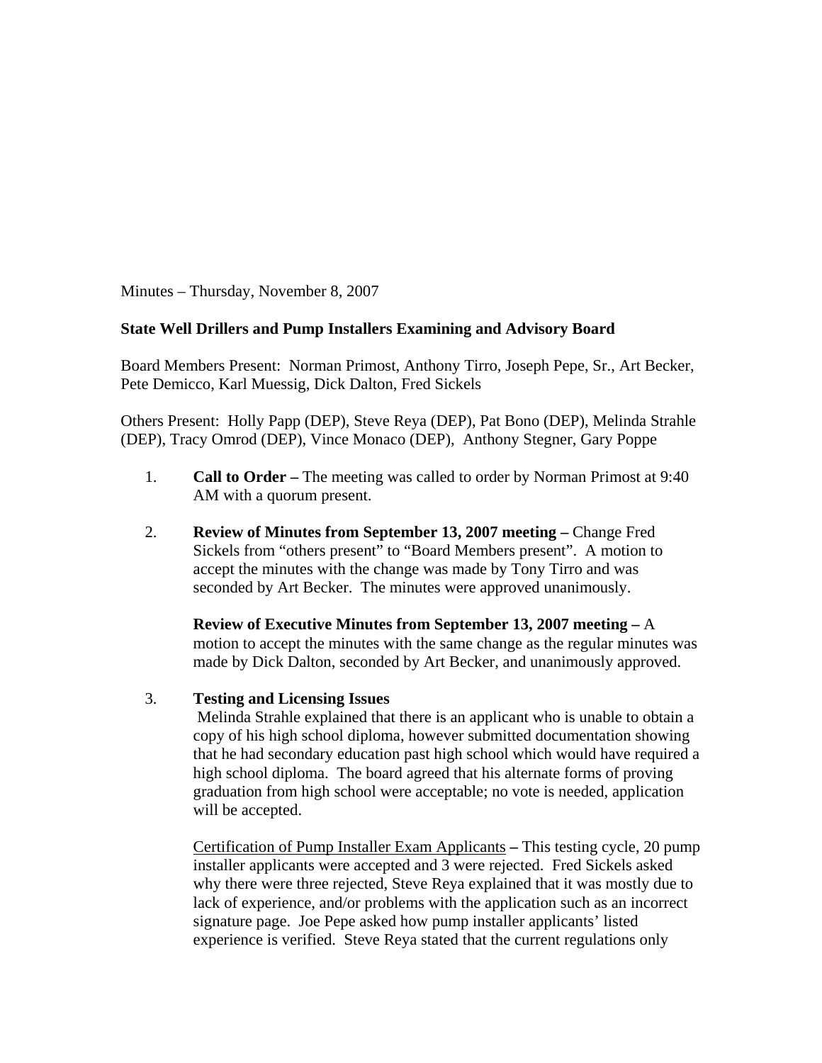Minutes – Thursday, November 8, 2007

**State Well Drillers and Pump Installers Examining and Advisory Board**

Board Members Present: Norman Primost, Anthony Tirro, Joseph Pepe, Sr., Art Becker, Pete Demicco, Karl Muessig, Dick Dalton, Fred Sickels

Others Present: Holly Papp (DEP), Steve Reya (DEP), Pat Bono (DEP), Melinda Strahle (DEP), Tracy Omrod (DEP), Vince Monaco (DEP), Anthony Stegner, Gary Poppe

1. **Call to Order –** The meeting was called to order by Norman Primost at 9:40 AM with a quorum present.

2. **Review of Minutes from September 13, 2007 meeting –** Change Fred Sickels from "others present" to "Board Members present". A motion to accept the minutes with the change was made by Tony Tirro and was seconded by Art Becker. The minutes were approved unanimously.

   **Review of Executive Minutes from September 13, 2007 meeting –** A motion to accept the minutes with the same change as the regular minutes was made by Dick Dalton, seconded by Art Becker, and unanimously approved.

3. **Testing and Licensing Issues**
   Melinda Strahle explained that there is an applicant who is unable to obtain a copy of his high school diploma, however submitted documentation showing that he had secondary education past high school which would have required a high school diploma. The board agreed that his alternate forms of proving graduation from high school were acceptable; no vote is needed, application will be accepted.

   Certification of Pump Installer Exam Applicants **–** This testing cycle, 20 pump installer applicants were accepted and 3 were rejected. Fred Sickels asked why there were three rejected, Steve Reya explained that it was mostly due to lack of experience, and/or problems with the application such as an incorrect signature page. Joe Pepe asked how pump installer applicants' listed experience is verified. Steve Reya stated that the current regulations only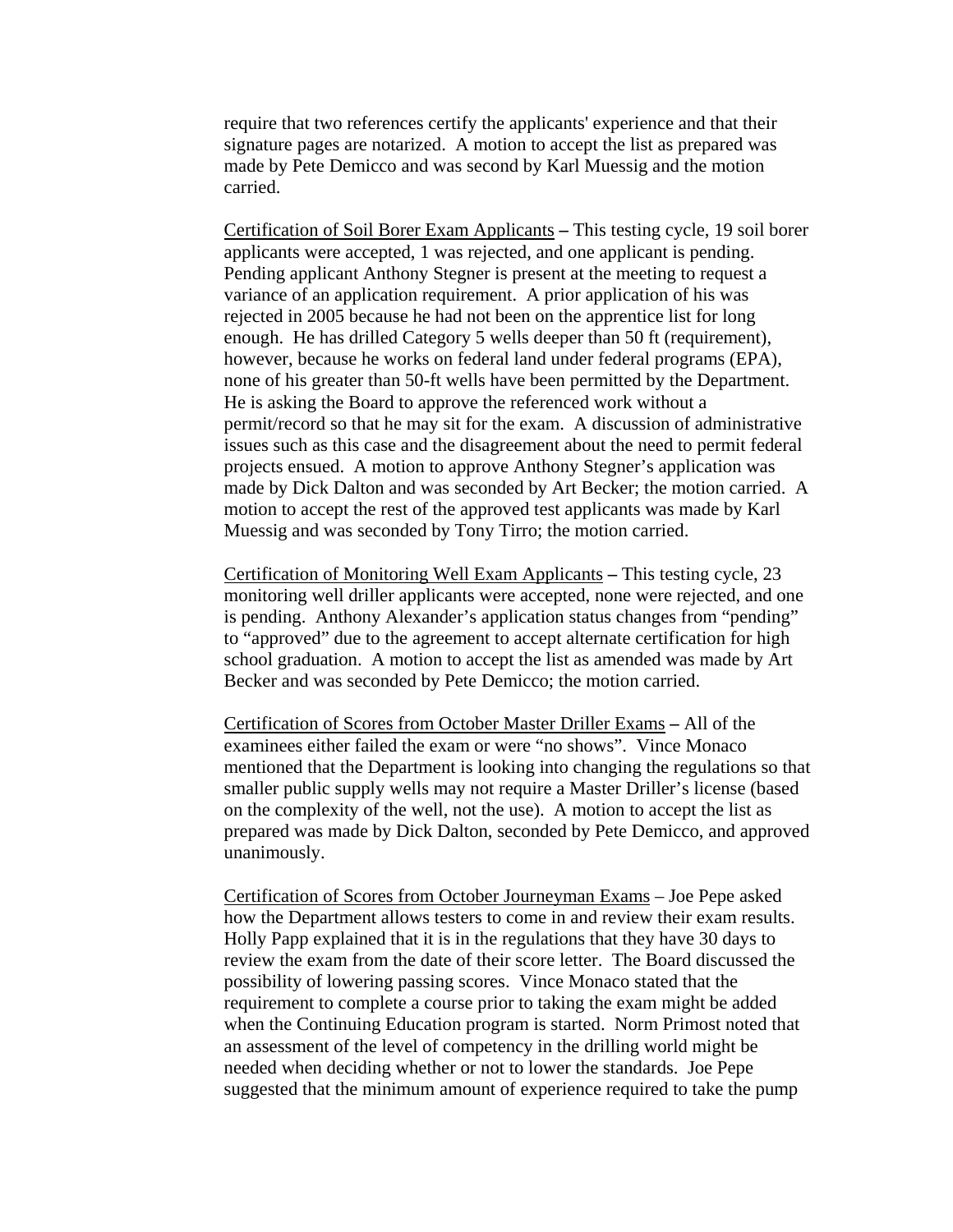require that two references certify the applicants' experience and that their signature pages are notarized. A motion to accept the list as prepared was made by Pete Demicco and was second by Karl Muessig and the motion carried.

Certification of Soil Borer Exam Applicants – This testing cycle, 19 soil borer applicants were accepted, 1 was rejected, and one applicant is pending. Pending applicant Anthony Stegner is present at the meeting to request a variance of an application requirement. A prior application of his was rejected in 2005 because he had not been on the apprentice list for long enough. He has drilled Category 5 wells deeper than 50 ft (requirement), however, because he works on federal land under federal programs (EPA), none of his greater than 50-ft wells have been permitted by the Department. He is asking the Board to approve the referenced work without a permit/record so that he may sit for the exam. A discussion of administrative issues such as this case and the disagreement about the need to permit federal projects ensued. A motion to approve Anthony Stegner's application was made by Dick Dalton and was seconded by Art Becker; the motion carried. A motion to accept the rest of the approved test applicants was made by Karl Muessig and was seconded by Tony Tirro; the motion carried.

Certification of Monitoring Well Exam Applicants – This testing cycle, 23 monitoring well driller applicants were accepted, none were rejected, and one is pending. Anthony Alexander's application status changes from "pending" to "approved" due to the agreement to accept alternate certification for high school graduation. A motion to accept the list as amended was made by Art Becker and was seconded by Pete Demicco; the motion carried.

Certification of Scores from October Master Driller Exams – All of the examinees either failed the exam or were "no shows". Vince Monaco mentioned that the Department is looking into changing the regulations so that smaller public supply wells may not require a Master Driller's license (based on the complexity of the well, not the use). A motion to accept the list as prepared was made by Dick Dalton, seconded by Pete Demicco, and approved unanimously.

Certification of Scores from October Journeyman Exams – Joe Pepe asked how the Department allows testers to come in and review their exam results. Holly Papp explained that it is in the regulations that they have 30 days to review the exam from the date of their score letter. The Board discussed the possibility of lowering passing scores. Vince Monaco stated that the requirement to complete a course prior to taking the exam might be added when the Continuing Education program is started. Norm Primost noted that an assessment of the level of competency in the drilling world might be needed when deciding whether or not to lower the standards. Joe Pepe suggested that the minimum amount of experience required to take the pump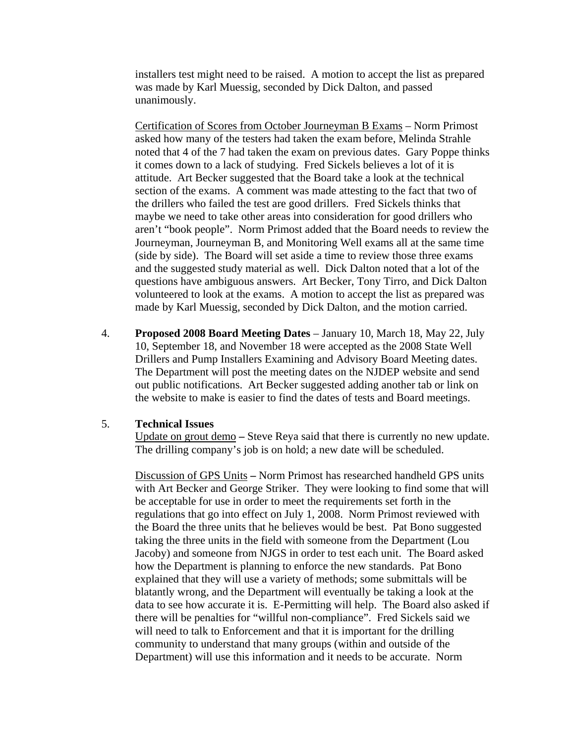installers test might need to be raised. A motion to accept the list as prepared was made by Karl Muessig, seconded by Dick Dalton, and passed unanimously.

Certification of Scores from October Journeyman B Exams – Norm Primost asked how many of the testers had taken the exam before, Melinda Strahle noted that 4 of the 7 had taken the exam on previous dates. Gary Poppe thinks it comes down to a lack of studying. Fred Sickels believes a lot of it is attitude. Art Becker suggested that the Board take a look at the technical section of the exams. A comment was made attesting to the fact that two of the drillers who failed the test are good drillers. Fred Sickels thinks that maybe we need to take other areas into consideration for good drillers who aren't "book people". Norm Primost added that the Board needs to review the Journeyman, Journeyman B, and Monitoring Well exams all at the same time (side by side). The Board will set aside a time to review those three exams and the suggested study material as well. Dick Dalton noted that a lot of the questions have ambiguous answers. Art Becker, Tony Tirro, and Dick Dalton volunteered to look at the exams. A motion to accept the list as prepared was made by Karl Muessig, seconded by Dick Dalton, and the motion carried.

4. **Proposed 2008 Board Meeting Dates** – January 10, March 18, May 22, July 10, September 18, and November 18 were accepted as the 2008 State Well Drillers and Pump Installers Examining and Advisory Board Meeting dates. The Department will post the meeting dates on the NJDEP website and send out public notifications. Art Becker suggested adding another tab or link on the website to make is easier to find the dates of tests and Board meetings.

5. **Technical Issues**

Update on grout demo **–** Steve Reya said that there is currently no new update. The drilling company's job is on hold; a new date will be scheduled.

Discussion of GPS Units **–** Norm Primost has researched handheld GPS units with Art Becker and George Striker. They were looking to find some that will be acceptable for use in order to meet the requirements set forth in the regulations that go into effect on July 1, 2008. Norm Primost reviewed with the Board the three units that he believes would be best. Pat Bono suggested taking the three units in the field with someone from the Department (Lou Jacoby) and someone from NJGS in order to test each unit. The Board asked how the Department is planning to enforce the new standards. Pat Bono explained that they will use a variety of methods; some submittals will be blatantly wrong, and the Department will eventually be taking a look at the data to see how accurate it is. E-Permitting will help. The Board also asked if there will be penalties for "willful non-compliance". Fred Sickels said we will need to talk to Enforcement and that it is important for the drilling community to understand that many groups (within and outside of the Department) will use this information and it needs to be accurate. Norm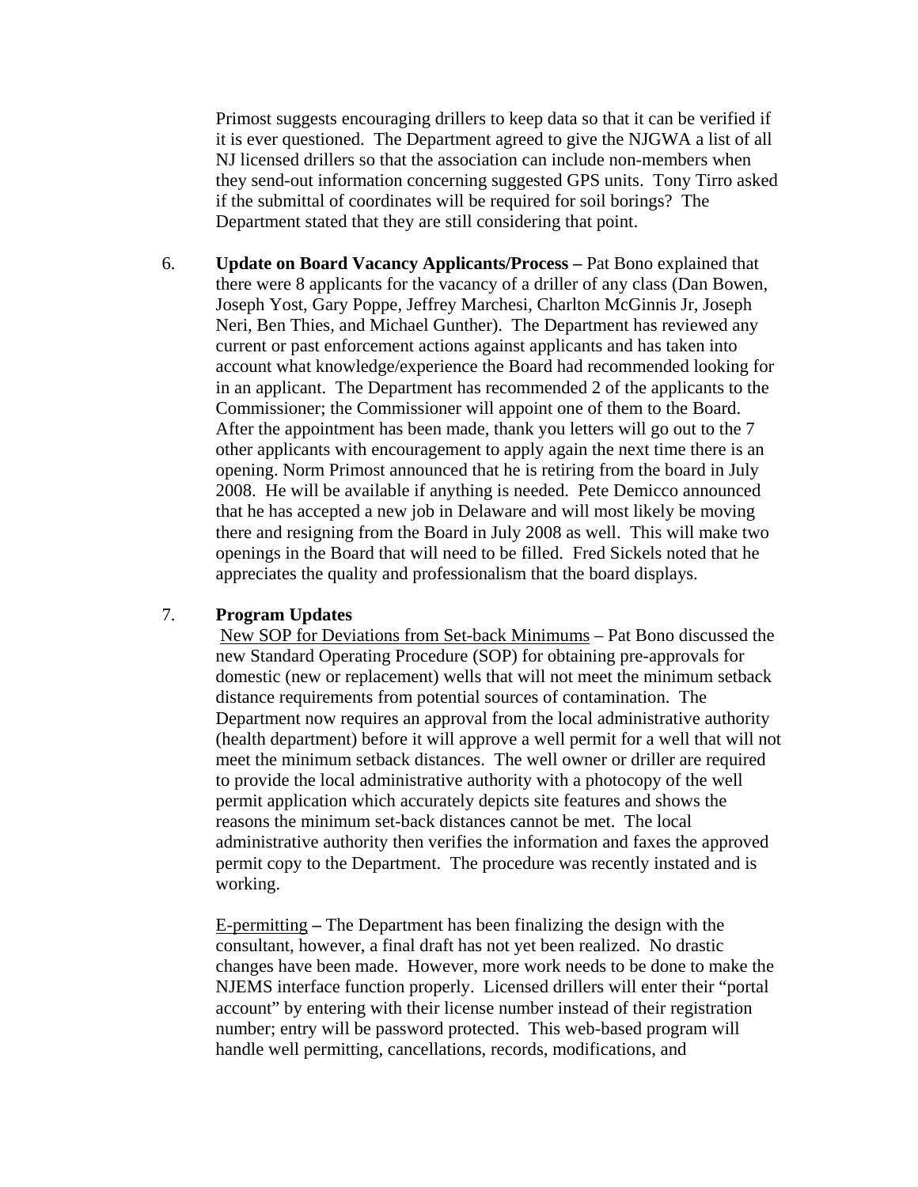Primost suggests encouraging drillers to keep data so that it can be verified if it is ever questioned. The Department agreed to give the NJGWA a list of all NJ licensed drillers so that the association can include non-members when they send-out information concerning suggested GPS units. Tony Tirro asked if the submittal of coordinates will be required for soil borings? The Department stated that they are still considering that point.

6. **Update on Board Vacancy Applicants/Process –** Pat Bono explained that there were 8 applicants for the vacancy of a driller of any class (Dan Bowen, Joseph Yost, Gary Poppe, Jeffrey Marchesi, Charlton McGinnis Jr, Joseph Neri, Ben Thies, and Michael Gunther). The Department has reviewed any current or past enforcement actions against applicants and has taken into account what knowledge/experience the Board had recommended looking for in an applicant. The Department has recommended 2 of the applicants to the Commissioner; the Commissioner will appoint one of them to the Board. After the appointment has been made, thank you letters will go out to the 7 other applicants with encouragement to apply again the next time there is an opening. Norm Primost announced that he is retiring from the board in July 2008. He will be available if anything is needed. Pete Demicco announced that he has accepted a new job in Delaware and will most likely be moving there and resigning from the Board in July 2008 as well. This will make two openings in the Board that will need to be filled. Fred Sickels noted that he appreciates the quality and professionalism that the board displays.

7. **Program Updates**

New SOP for Deviations from Set-back Minimums – Pat Bono discussed the new Standard Operating Procedure (SOP) for obtaining pre-approvals for domestic (new or replacement) wells that will not meet the minimum setback distance requirements from potential sources of contamination. The Department now requires an approval from the local administrative authority (health department) before it will approve a well permit for a well that will not meet the minimum setback distances. The well owner or driller are required to provide the local administrative authority with a photocopy of the well permit application which accurately depicts site features and shows the reasons the minimum set-back distances cannot be met. The local administrative authority then verifies the information and faxes the approved permit copy to the Department. The procedure was recently instated and is working.

E-permitting **–** The Department has been finalizing the design with the consultant, however, a final draft has not yet been realized. No drastic changes have been made. However, more work needs to be done to make the NJEMS interface function properly. Licensed drillers will enter their "portal account" by entering with their license number instead of their registration number; entry will be password protected. This web-based program will handle well permitting, cancellations, records, modifications, and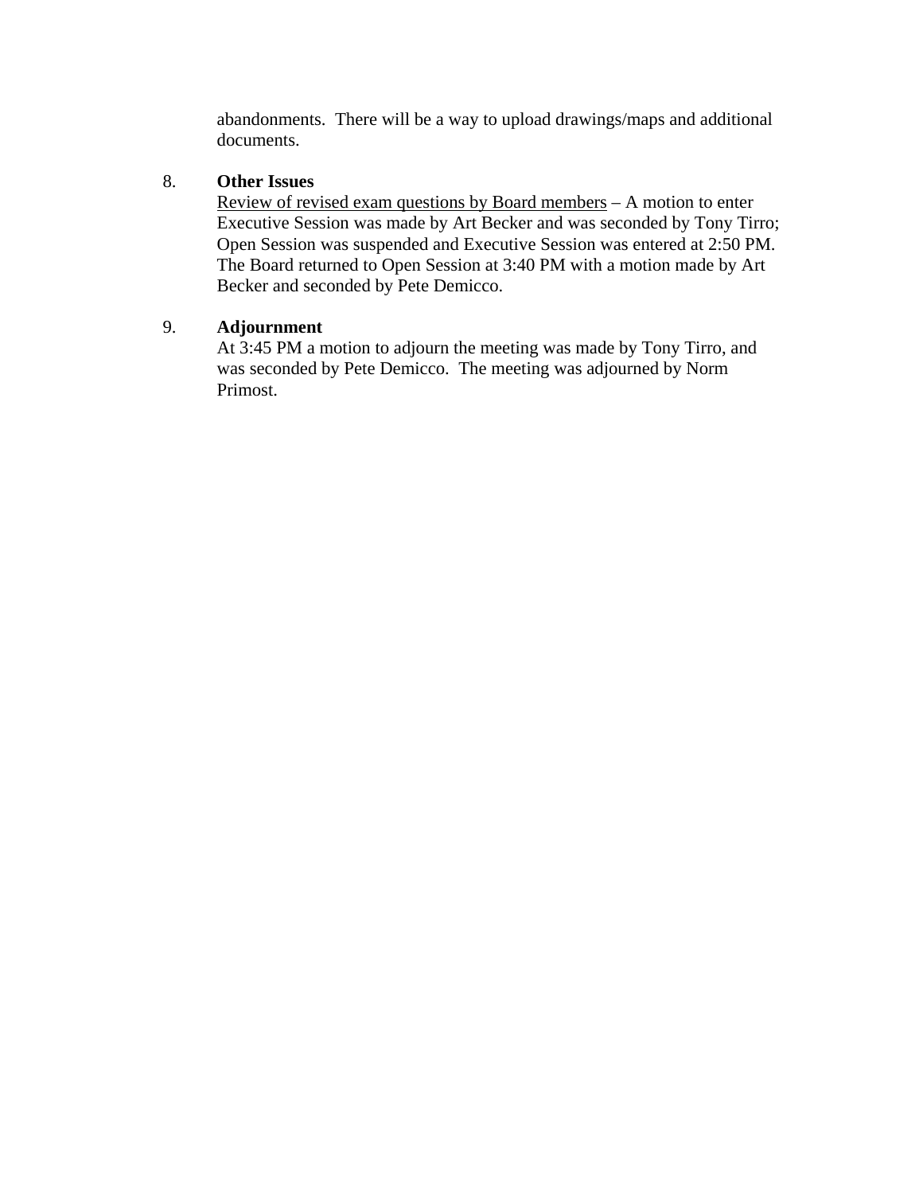abandonments. There will be a way to upload drawings/maps and additional documents.

8. **Other Issues**

   Review of revised exam questions by Board members – A motion to enter Executive Session was made by Art Becker and was seconded by Tony Tirro; Open Session was suspended and Executive Session was entered at 2:50 PM. The Board returned to Open Session at 3:40 PM with a motion made by Art Becker and seconded by Pete Demicco.

9. **Adjournment**

   At 3:45 PM a motion to adjourn the meeting was made by Tony Tirro, and was seconded by Pete Demicco. The meeting was adjourned by Norm Primost.